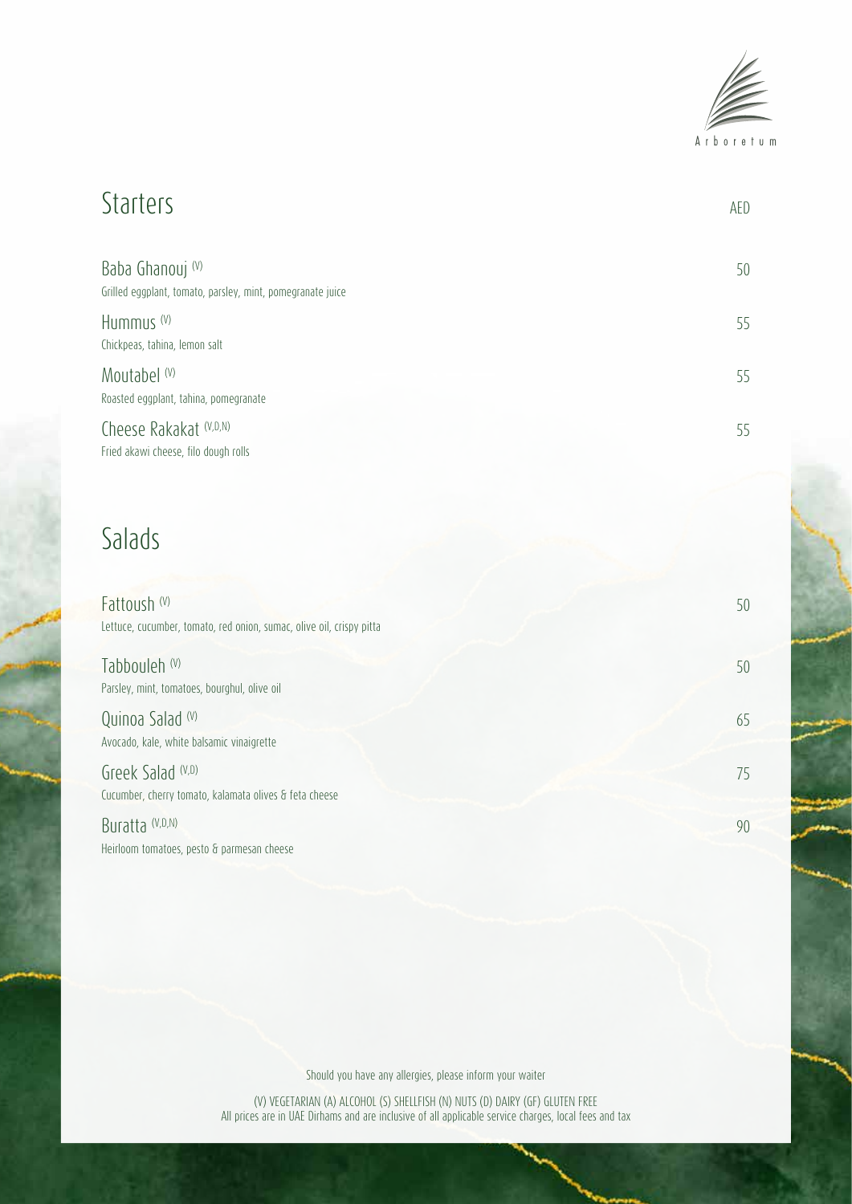Arboretum

## Starters

AED

**Baba Ghanouj** (V) — 50
Grilled eggplant, tomato, parsley, mint, pomegranate juice

**Hummus** (V) — 55
Chickpeas, tahina, lemon salt

**Moutabel** (V) — 55
Roasted eggplant, tahina, pomegranate

**Cheese Rakakat** (V,D,N) — 55
Fried akawi cheese, filo dough rolls

## Salads

**Fattoush** (V) — 50
Lettuce, cucumber, tomato, red onion, sumac, olive oil, crispy pitta

**Tabbouleh** (V) — 50
Parsley, mint, tomatoes, bourghul, olive oil

**Quinoa Salad** (V) — 65
Avocado, kale, white balsamic vinaigrette

**Greek Salad** (V,D) — 75
Cucumber, cherry tomato, kalamata olives & feta cheese

**Buratta** (V,D,N) — 90
Heirloom tomatoes, pesto & parmesan cheese

Should you have any allergies, please inform your waiter

(V) VEGETARIAN (A) ALCOHOL (S) SHELLFISH (N) NUTS (D) DAIRY (GF) GLUTEN FREE
All prices are in UAE Dirhams and are inclusive of all applicable service charges, local fees and tax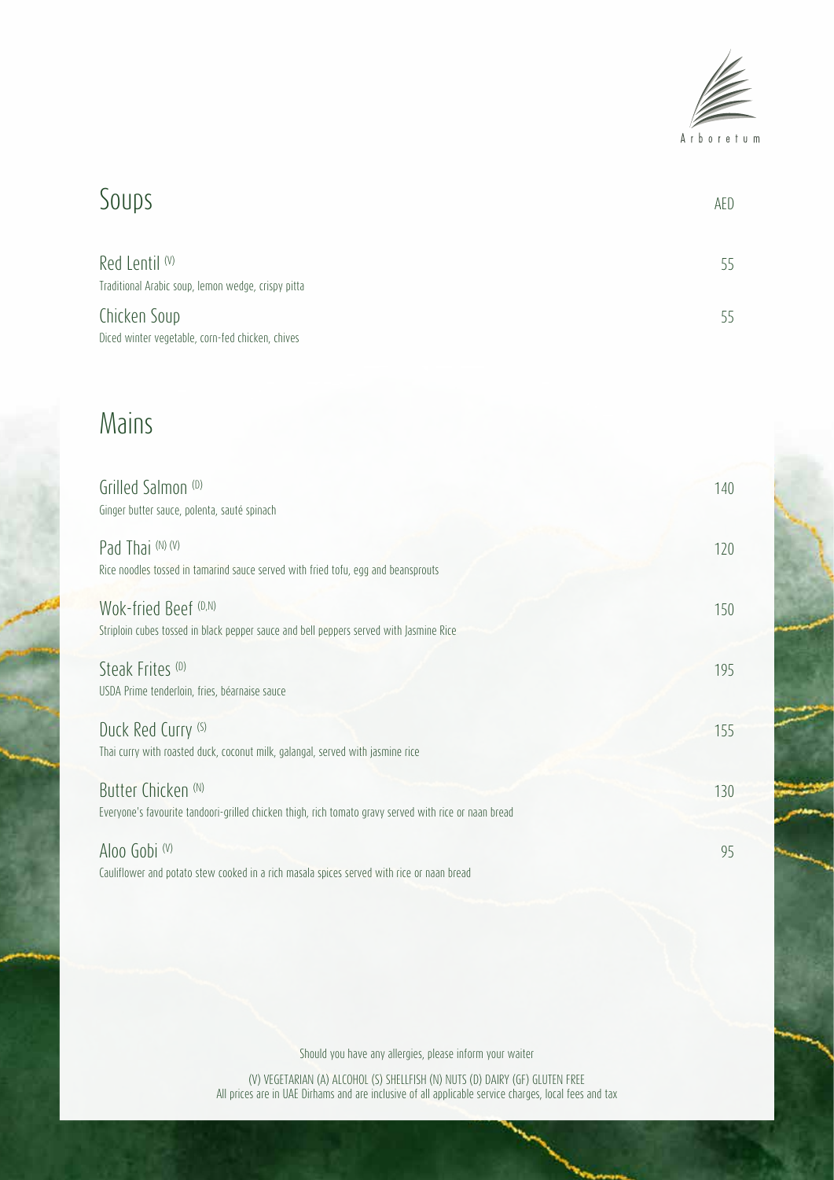Arboretum

## Soups

AED

**Red Lentil** (V) — 55
Traditional Arabic soup, lemon wedge, crispy pitta

**Chicken Soup** — 55
Diced winter vegetable, corn-fed chicken, chives

## Mains

**Grilled Salmon** (D) — 140
Ginger butter sauce, polenta, sauté spinach

**Pad Thai** (N) (V) — 120
Rice noodles tossed in tamarind sauce served with fried tofu, egg and beansprouts

**Wok-fried Beef** (D,N) — 150
Striploin cubes tossed in black pepper sauce and bell peppers served with Jasmine Rice

**Steak Frites** (D) — 195
USDA Prime tenderloin, fries, béarnaise sauce

**Duck Red Curry** (S) — 155
Thai curry with roasted duck, coconut milk, galangal, served with jasmine rice

**Butter Chicken** (N) — 130
Everyone's favourite tandoori-grilled chicken thigh, rich tomato gravy served with rice or naan bread

**Aloo Gobi** (V) — 95
Cauliflower and potato stew cooked in a rich masala spices served with rice or naan bread

Should you have any allergies, please inform your waiter

(V) VEGETARIAN (A) ALCOHOL (S) SHELLFISH (N) NUTS (D) DAIRY (GF) GLUTEN FREE
All prices are in UAE Dirhams and are inclusive of all applicable service charges, local fees and tax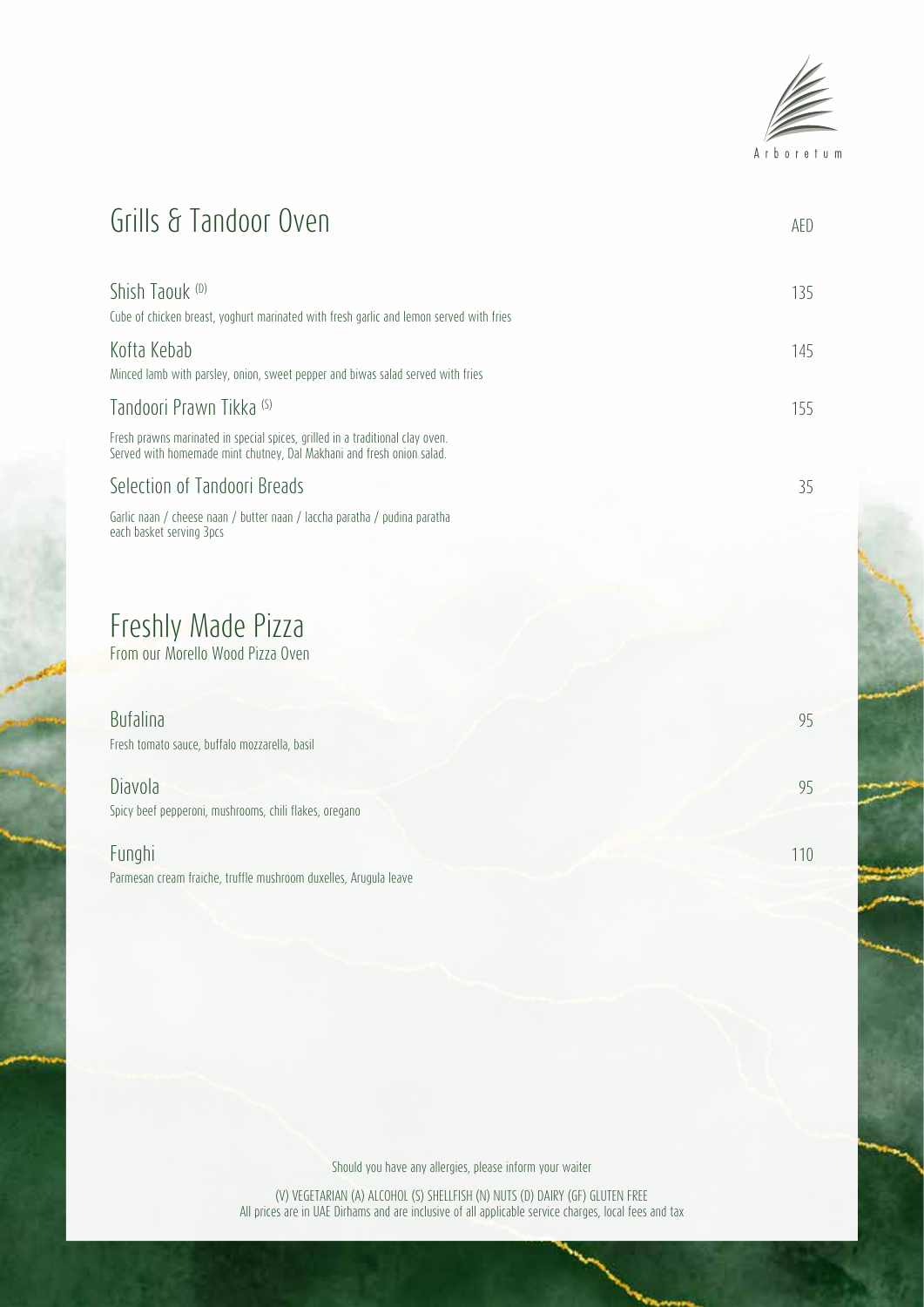Arboretum

## Grills & Tandoor Oven

AED

**Shish Taouk** (D) — 135
Cube of chicken breast, yoghurt marinated with fresh garlic and lemon served with fries

**Kofta Kebab** — 145
Minced lamb with parsley, onion, sweet pepper and biwas salad served with fries

**Tandoori Prawn Tikka** (S) — 155
Fresh prawns marinated in special spices, grilled in a traditional clay oven.
Served with homemade mint chutney, Dal Makhani and fresh onion salad.

**Selection of Tandoori Breads** — 35
Garlic naan / cheese naan / butter naan / laccha paratha / pudina paratha
each basket serving 3pcs

## Freshly Made Pizza

From our Morello Wood Pizza Oven

**Bufalina** — 95
Fresh tomato sauce, buffalo mozzarella, basil

**Diavola** — 95
Spicy beef pepperoni, mushrooms, chili flakes, oregano

**Funghi** — 110
Parmesan cream fraiche, truffle mushroom duxelles, Arugula leave

Should you have any allergies, please inform your waiter

(V) VEGETARIAN (A) ALCOHOL (S) SHELLFISH (N) NUTS (D) DAIRY (GF) GLUTEN FREE
All prices are in UAE Dirhams and are inclusive of all applicable service charges, local fees and tax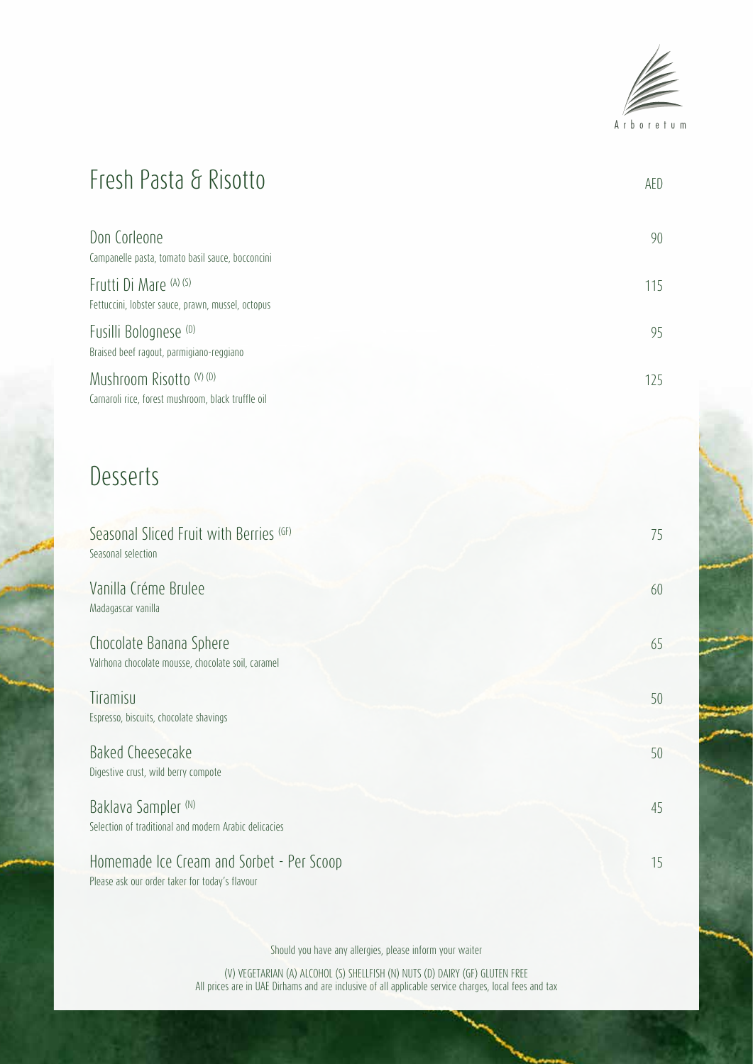Arboretum

## Fresh Pasta & Risotto

AED

**Don Corleone** — 90
Campanelle pasta, tomato basil sauce, bocconcini

**Frutti Di Mare** (A) (S) — 115
Fettuccini, lobster sauce, prawn, mussel, octopus

**Fusilli Bolognese** (D) — 95
Braised beef ragout, parmigiano-reggiano

**Mushroom Risotto** (V) (D) — 125
Carnaroli rice, forest mushroom, black truffle oil

## Desserts

**Seasonal Sliced Fruit with Berries** (GF) — 75
Seasonal selection

**Vanilla Créme Brulee** — 60
Madagascar vanilla

**Chocolate Banana Sphere** — 65
Valrhona chocolate mousse, chocolate soil, caramel

**Tiramisu** — 50
Espresso, biscuits, chocolate shavings

**Baked Cheesecake** — 50
Digestive crust, wild berry compote

**Baklava Sampler** (N) — 45
Selection of traditional and modern Arabic delicacies

**Homemade Ice Cream and Sorbet - Per Scoop** — 15
Please ask our order taker for today's flavour

Should you have any allergies, please inform your waiter

(V) VEGETARIAN (A) ALCOHOL (S) SHELLFISH (N) NUTS (D) DAIRY (GF) GLUTEN FREE
All prices are in UAE Dirhams and are inclusive of all applicable service charges, local fees and tax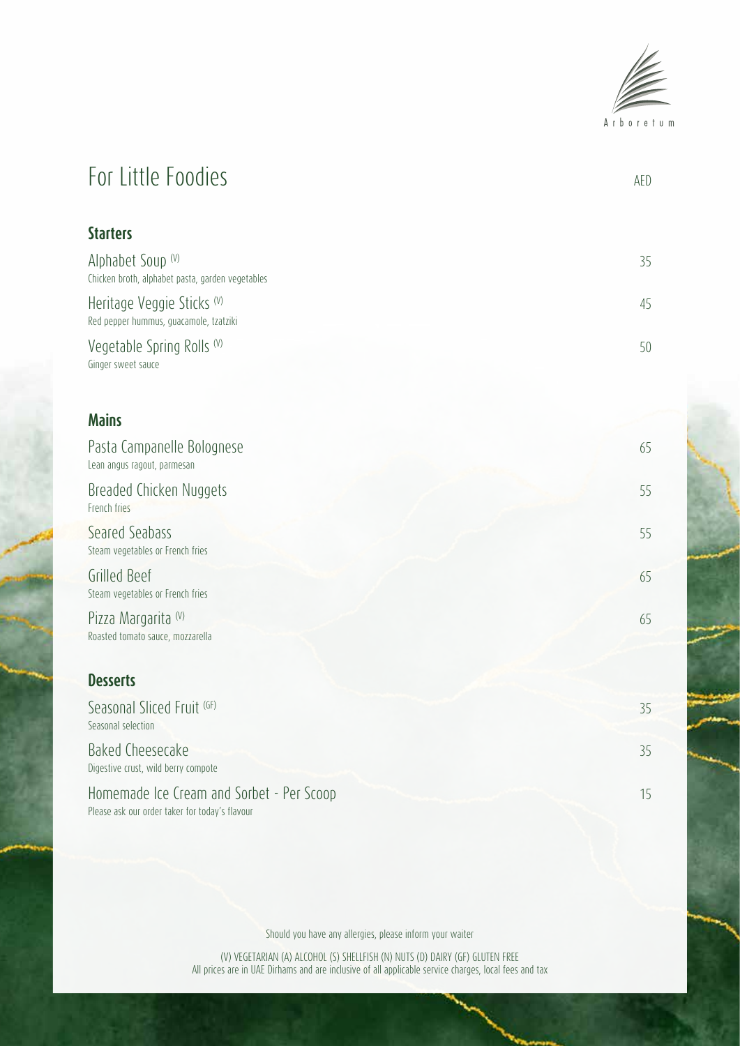Arboretum

# For Little Foodies

AED

## Starters

| Item | AED |
|---|---|
| Alphabet Soup (V)<br>Chicken broth, alphabet pasta, garden vegetables | 35 |
| Heritage Veggie Sticks (V)<br>Red pepper hummus, guacamole, tzatziki | 45 |
| Vegetable Spring Rolls (V)<br>Ginger sweet sauce | 50 |

## Mains

| Item | AED |
|---|---|
| Pasta Campanelle Bolognese<br>Lean angus ragout, parmesan | 65 |
| Breaded Chicken Nuggets<br>French fries | 55 |
| Seared Seabass<br>Steam vegetables or French fries | 55 |
| Grilled Beef<br>Steam vegetables or French fries | 65 |
| Pizza Margarita (V)<br>Roasted tomato sauce, mozzarella | 65 |

## Desserts

| Item | AED |
|---|---|
| Seasonal Sliced Fruit (GF)<br>Seasonal selection | 35 |
| Baked Cheesecake<br>Digestive crust, wild berry compote | 35 |
| Homemade Ice Cream and Sorbet - Per Scoop<br>Please ask our order taker for today's flavour | 15 |

Should you have any allergies, please inform your waiter

(V) VEGETARIAN (A) ALCOHOL (S) SHELLFISH (N) NUTS (D) DAIRY (GF) GLUTEN FREE
All prices are in UAE Dirhams and are inclusive of all applicable service charges, local fees and tax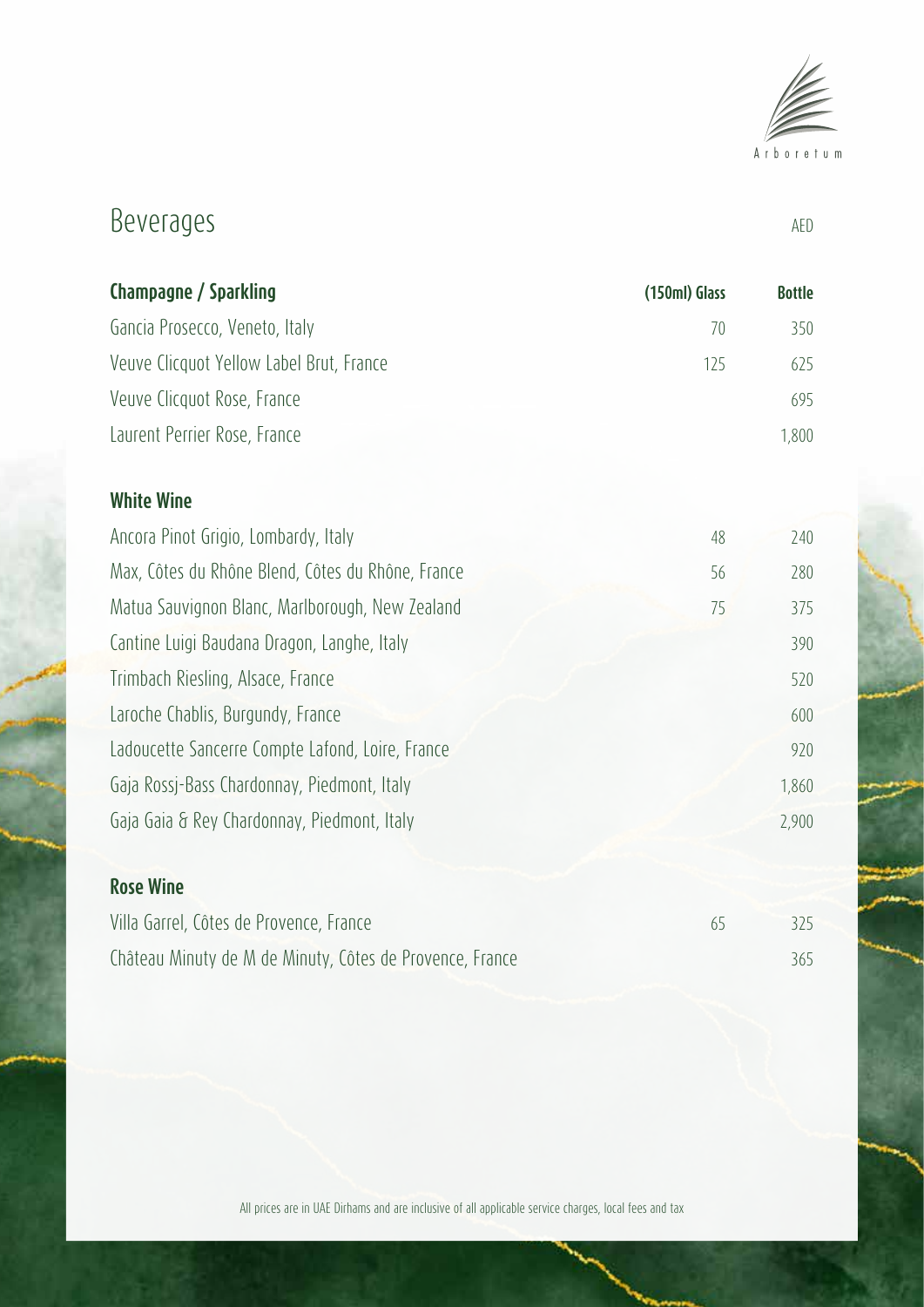Arboretum

# Beverages

AED

| Champagne / Sparkling | (150ml) Glass | Bottle |
|---|---|---|
| Gancia Prosecco, Veneto, Italy | 70 | 350 |
| Veuve Clicquot Yellow Label Brut, France | 125 | 625 |
| Veuve Clicquot Rose, France | | 695 |
| Laurent Perrier Rose, France | | 1,800 |

| White Wine | | |
|---|---|---|
| Ancora Pinot Grigio, Lombardy, Italy | 48 | 240 |
| Max, Côtes du Rhône Blend, Côtes du Rhône, France | 56 | 280 |
| Matua Sauvignon Blanc, Marlborough, New Zealand | 75 | 375 |
| Cantine Luigi Baudana Dragon, Langhe, Italy | | 390 |
| Trimbach Riesling, Alsace, France | | 520 |
| Laroche Chablis, Burgundy, France | | 600 |
| Ladoucette Sancerre Compte Lafond, Loire, France | | 920 |
| Gaja Rossj-Bass Chardonnay, Piedmont, Italy | | 1,860 |
| Gaja Gaia & Rey Chardonnay, Piedmont, Italy | | 2,900 |

| Rose Wine | | |
|---|---|---|
| Villa Garrel, Côtes de Provence, France | 65 | 325 |
| Château Minuty de M de Minuty, Côtes de Provence, France | | 365 |

All prices are in UAE Dirhams and are inclusive of all applicable service charges, local fees and tax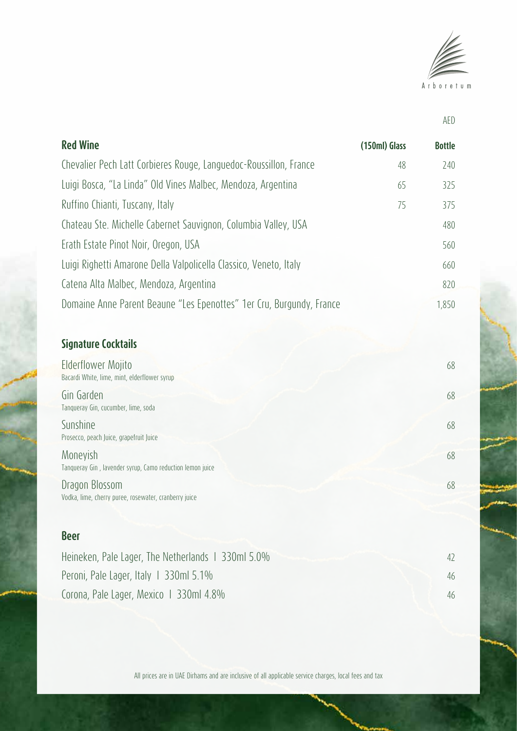Arboretum

AED

## Red Wine

| Red Wine | (150ml) Glass | Bottle |
|---|---|---|
| Chevalier Pech Latt Corbieres Rouge, Languedoc-Roussillon, France | 48 | 240 |
| Luigi Bosca, "La Linda" Old Vines Malbec, Mendoza, Argentina | 65 | 325 |
| Ruffino Chianti, Tuscany, Italy | 75 | 375 |
| Chateau Ste. Michelle Cabernet Sauvignon, Columbia Valley, USA | | 480 |
| Erath Estate Pinot Noir, Oregon, USA | | 560 |
| Luigi Righetti Amarone Della Valpolicella Classico, Veneto, Italy | | 660 |
| Catena Alta Malbec, Mendoza, Argentina | | 820 |
| Domaine Anne Parent Beaune "Les Epenottes" 1er Cru, Burgundy, France | | 1,850 |

## Signature Cocktails

| Cocktail | Price |
|---|---|
| Elderflower Mojito<br>Bacardi White, lime, mint, elderflower syrup | 68 |
| Gin Garden<br>Tanqueray Gin, cucumber, lime, soda | 68 |
| Sunshine<br>Prosecco, peach Juice, grapefruit Juice | 68 |
| Moneyish<br>Tanqueray Gin , lavender syrup, Camo reduction lemon juice | 68 |
| Dragon Blossom<br>Vodka, lime, cherry puree, rosewater, cranberry juice | 68 |

## Beer

| Beer | Price |
|---|---|
| Heineken, Pale Lager, The Netherlands I 330ml 5.0% | 42 |
| Peroni, Pale Lager, Italy I 330ml 5.1% | 46 |
| Corona, Pale Lager, Mexico I 330ml 4.8% | 46 |

All prices are in UAE Dirhams and are inclusive of all applicable service charges, local fees and tax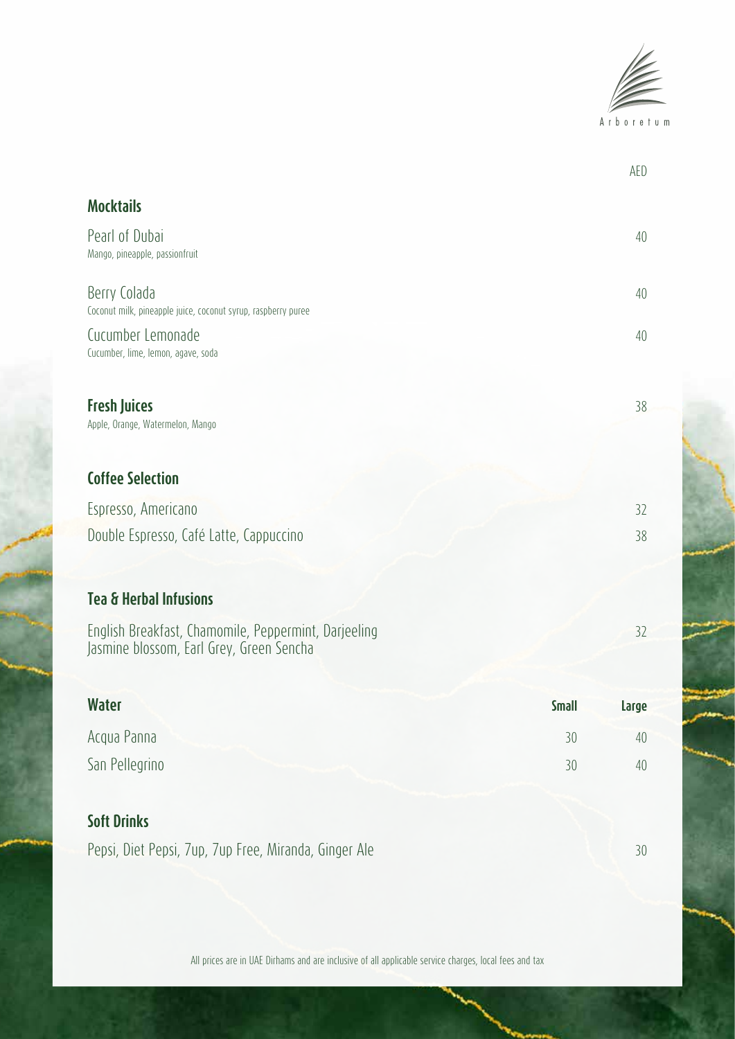Arboretum

AED

## Mocktails

| | |
|---|---|
| Pearl of Dubai<br>Mango, pineapple, passionfruit | 40 |
| Berry Colada<br>Coconut milk, pineapple juice, coconut syrup, raspberry puree | 40 |
| Cucumber Lemonade<br>Cucumber, lime, lemon, agave, soda | 40 |

## Fresh Juices

| | |
|---|---|
| Apple, Orange, Watermelon, Mango | 38 |

## Coffee Selection

| | |
|---|---|
| Espresso, Americano | 32 |
| Double Espresso, Café Latte, Cappuccino | 38 |

## Tea & Herbal Infusions

| | |
|---|---|
| English Breakfast, Chamomile, Peppermint, Darjeeling<br>Jasmine blossom, Earl Grey, Green Sencha | 32 |

## Water

| Water | Small | Large |
|---|---|---|
| Acqua Panna | 30 | 40 |
| San Pellegrino | 30 | 40 |

## Soft Drinks

| | |
|---|---|
| Pepsi, Diet Pepsi, 7up, 7up Free, Miranda, Ginger Ale | 30 |

All prices are in UAE Dirhams and are inclusive of all applicable service charges, local fees and tax